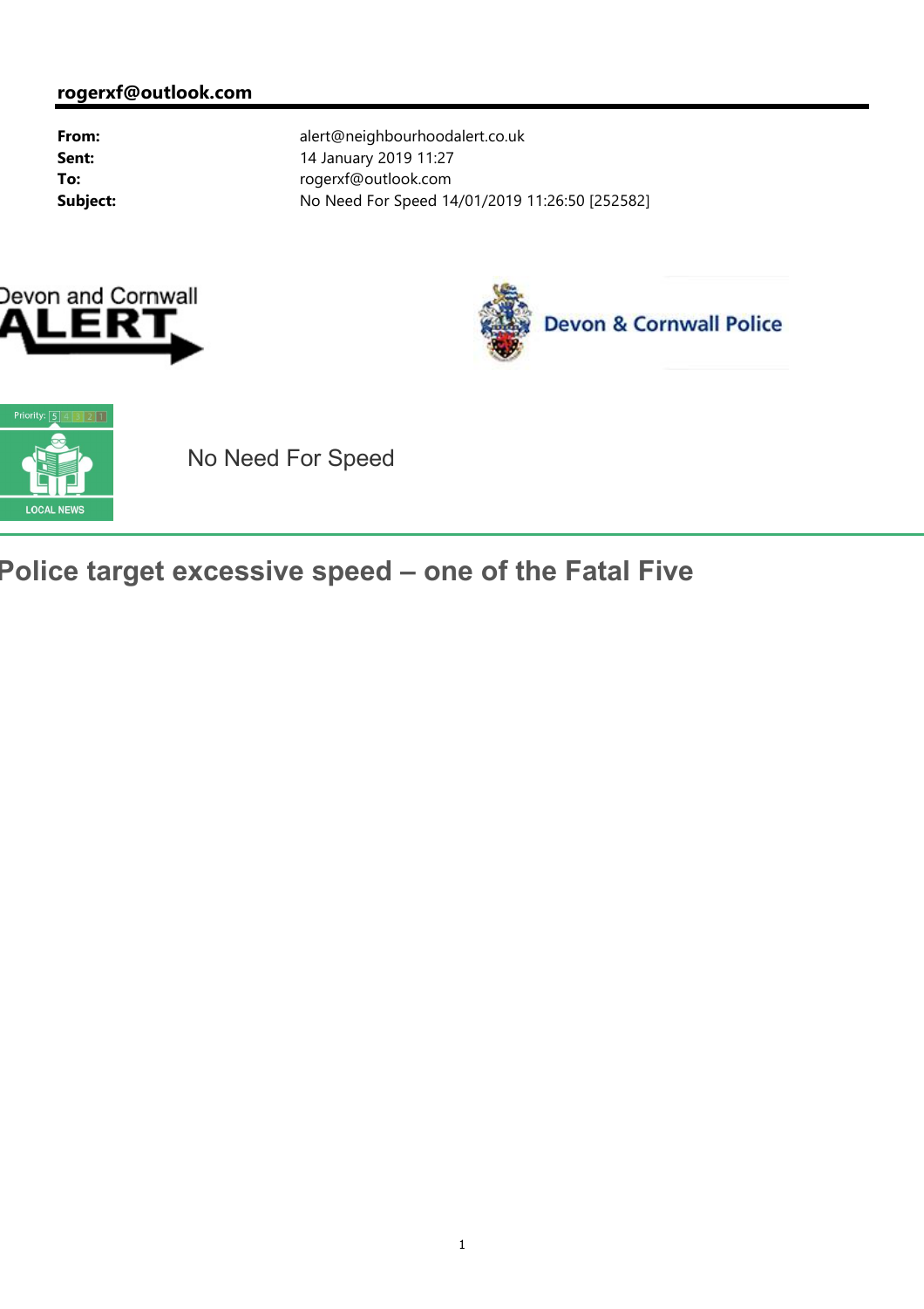**rogerxf@outlook.com**

| | |
|---|---|
| **From:** | alert@neighbourhoodalert.co.uk |
| **Sent:** | 14 January 2019 11:27 |
| **To:** | rogerxf@outlook.com |
| **Subject:** | No Need For Speed 14/01/2019 11:26:50 [252582] |

Devon and Cornwall ALERT

Devon & Cornwall Police

Priority: 5 4 3 2 1

LOCAL NEWS

No Need For Speed

# Police target excessive speed – one of the Fatal Five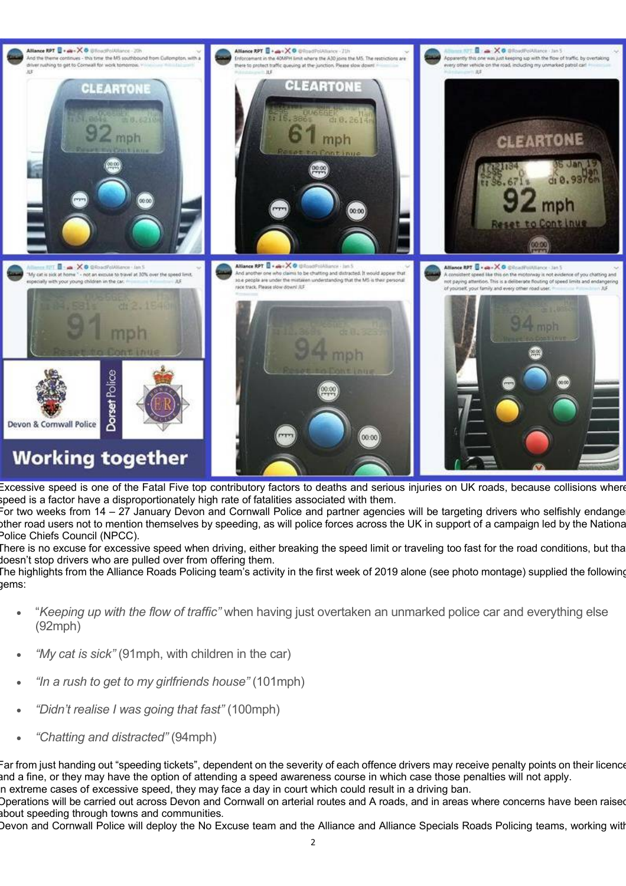Excessive speed is one of the Fatal Five top contributory factors to deaths and serious injuries on UK roads, because collisions where speed is a factor have a disproportionately high rate of fatalities associated with them.

For two weeks from 14 – 27 January Devon and Cornwall Police and partner agencies will be targeting drivers who selfishly endanger other road users not to mention themselves by speeding, as will police forces across the UK in support of a campaign led by the National Police Chiefs Council (NPCC).

There is no excuse for excessive speed when driving, either breaking the speed limit or traveling too fast for the road conditions, but that doesn't stop drivers who are pulled over from offering them.

The highlights from the Alliance Roads Policing team's activity in the first week of 2019 alone (see photo montage) supplied the following gems:

- "*Keeping up with the flow of traffic"* when having just overtaken an unmarked police car and everything else (92mph)
- *"My cat is sick"* (91mph, with children in the car)
- *"In a rush to get to my girlfriends house"* (101mph)
- *"Didn't realise I was going that fast"* (100mph)
- *"Chatting and distracted"* (94mph)

Far from just handing out "speeding tickets", dependent on the severity of each offence drivers may receive penalty points on their licence and a fine, or they may have the option of attending a speed awareness course in which case those penalties will not apply.

In extreme cases of excessive speed, they may face a day in court which could result in a driving ban.

Operations will be carried out across Devon and Cornwall on arterial routes and A roads, and in areas where concerns have been raised about speeding through towns and communities.

Devon and Cornwall Police will deploy the No Excuse team and the Alliance and Alliance Specials Roads Policing teams, working with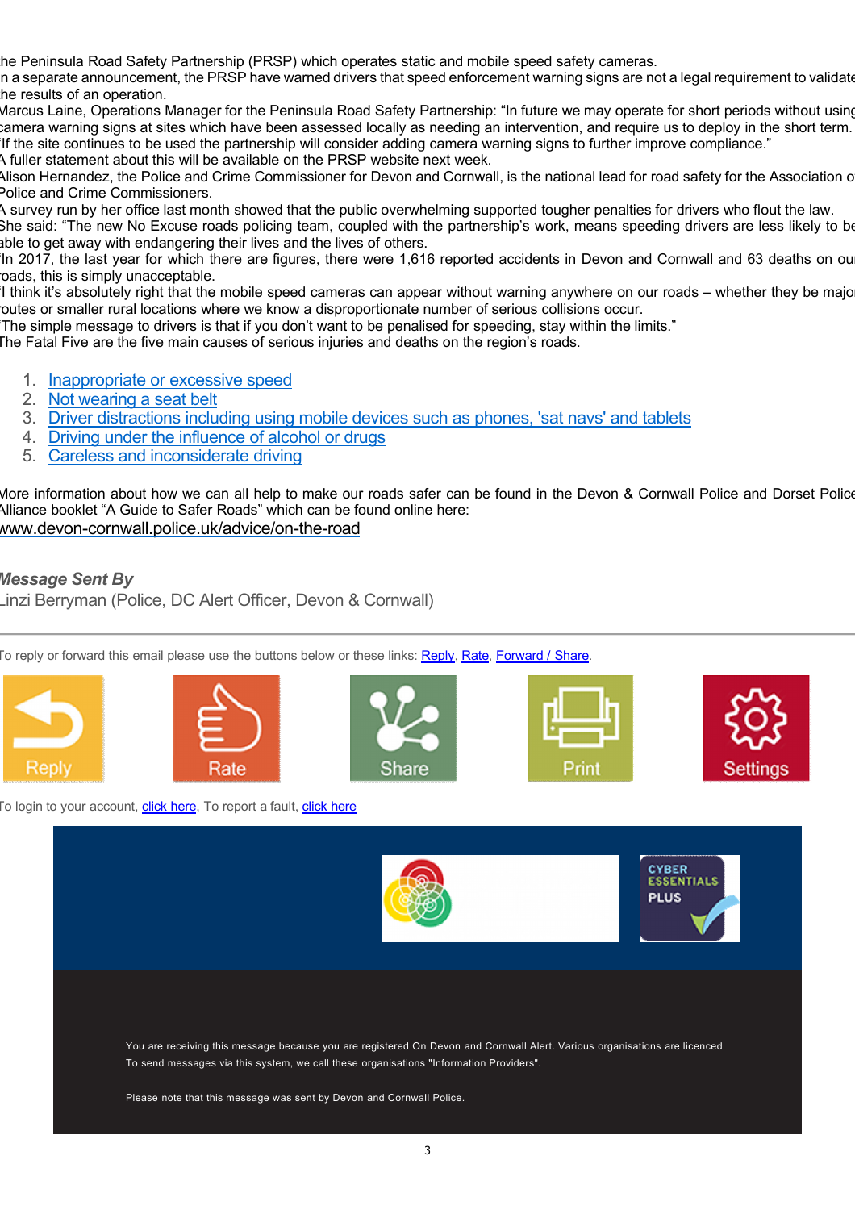he Peninsula Road Safety Partnership (PRSP) which operates static and mobile speed safety cameras.
n a separate announcement, the PRSP have warned drivers that speed enforcement warning signs are not a legal requirement to validate he results of an operation.
Marcus Laine, Operations Manager for the Peninsula Road Safety Partnership: "In future we may operate for short periods without using camera warning signs at sites which have been assessed locally as needing an intervention, and require us to deploy in the short term.
'If the site continues to be used the partnership will consider adding camera warning signs to further improve compliance."
A fuller statement about this will be available on the PRSP website next week.
Alison Hernandez, the Police and Crime Commissioner for Devon and Cornwall, is the national lead for road safety for the Association o Police and Crime Commissioners.
A survey run by her office last month showed that the public overwhelming supported tougher penalties for drivers who flout the law.
She said: "The new No Excuse roads policing team, coupled with the partnership's work, means speeding drivers are less likely to be able to get away with endangering their lives and the lives of others.
'In 2017, the last year for which there are figures, there were 1,616 reported accidents in Devon and Cornwall and 63 deaths on our roads, this is simply unacceptable.
'I think it's absolutely right that the mobile speed cameras can appear without warning anywhere on our roads – whether they be majo routes or smaller rural locations where we know a disproportionate number of serious collisions occur.
'The simple message to drivers is that if you don't want to be penalised for speeding, stay within the limits."
The Fatal Five are the five main causes of serious injuries and deaths on the region's roads.

1. Inappropriate or excessive speed
2. Not wearing a seat belt
3. Driver distractions including using mobile devices such as phones, 'sat navs' and tablets
4. Driving under the influence of alcohol or drugs
5. Careless and inconsiderate driving

More information about how we can all help to make our roads safer can be found in the Devon & Cornwall Police and Dorset Police Alliance booklet "A Guide to Safer Roads" which can be found online here:
www.devon-cornwall.police.uk/advice/on-the-road

***Message Sent By***
Linzi Berryman (Police, DC Alert Officer, Devon & Cornwall)

---

To reply or forward this email please use the buttons below or these links: Reply, Rate, Forward / Share.

Reply | Rate | Share | Print | Settings

To login to your account, click here, To report a fault, click here

CYBER ESSENTIALS PLUS

You are receiving this message because you are registered On Devon and Cornwall Alert. Various organisations are licenced To send messages via this system, we call these organisations "Information Providers".

Please note that this message was sent by Devon and Cornwall Police.